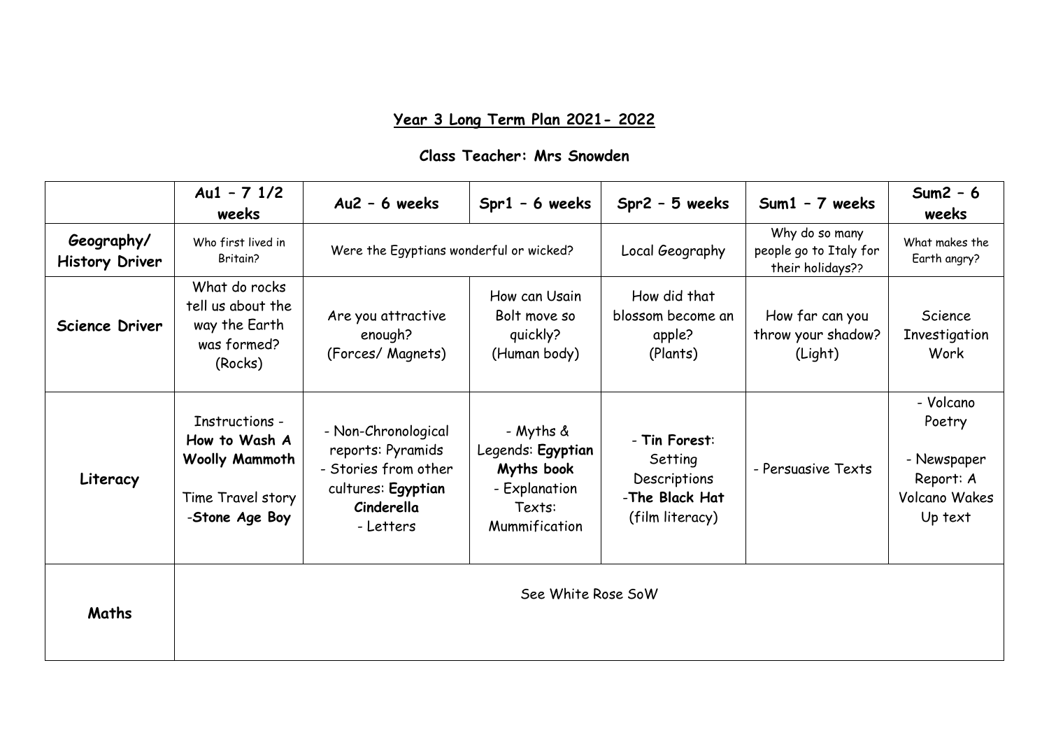## Year 3 Long Term Plan 2021- 2022

### Class Teacher: Mrs Snowden

| | Au1 – 7 1/2 weeks | Au2 – 6 weeks | Spr1 – 6 weeks | Spr2 – 5 weeks | Sum1 – 7 weeks | Sum2 – 6 weeks |
|---|---|---|---|---|---|---|
| **Geography/ History Driver** | Who first lived in Britain? | Were the Egyptians wonderful or wicked? | | Local Geography | Why do so many people go to Italy for their holidays?? | What makes the Earth angry? |
| **Science Driver** | What do rocks tell us about the way the Earth was formed? (Rocks) | Are you attractive enough? (Forces/ Magnets) | How can Usain Bolt move so quickly? (Human body) | How did that blossom become an apple? (Plants) | How far can you throw your shadow? (Light) | Science Investigation Work |
| **Literacy** | Instructions - **How to Wash A Woolly Mammoth**<br><br>Time Travel story -**Stone Age Boy** | - Non-Chronological reports: Pyramids<br>- Stories from other cultures: **Egyptian Cinderella**<br>- Letters | - Myths & Legends: **Egyptian Myths book**<br>- Explanation Texts: Mummification | - **Tin Forest**: Setting Descriptions<br>-**The Black Hat** (film literacy) | - Persuasive Texts | - Volcano Poetry<br><br>- Newspaper Report: A Volcano Wakes Up text |
| **Maths** | See White Rose SoW | | | | | |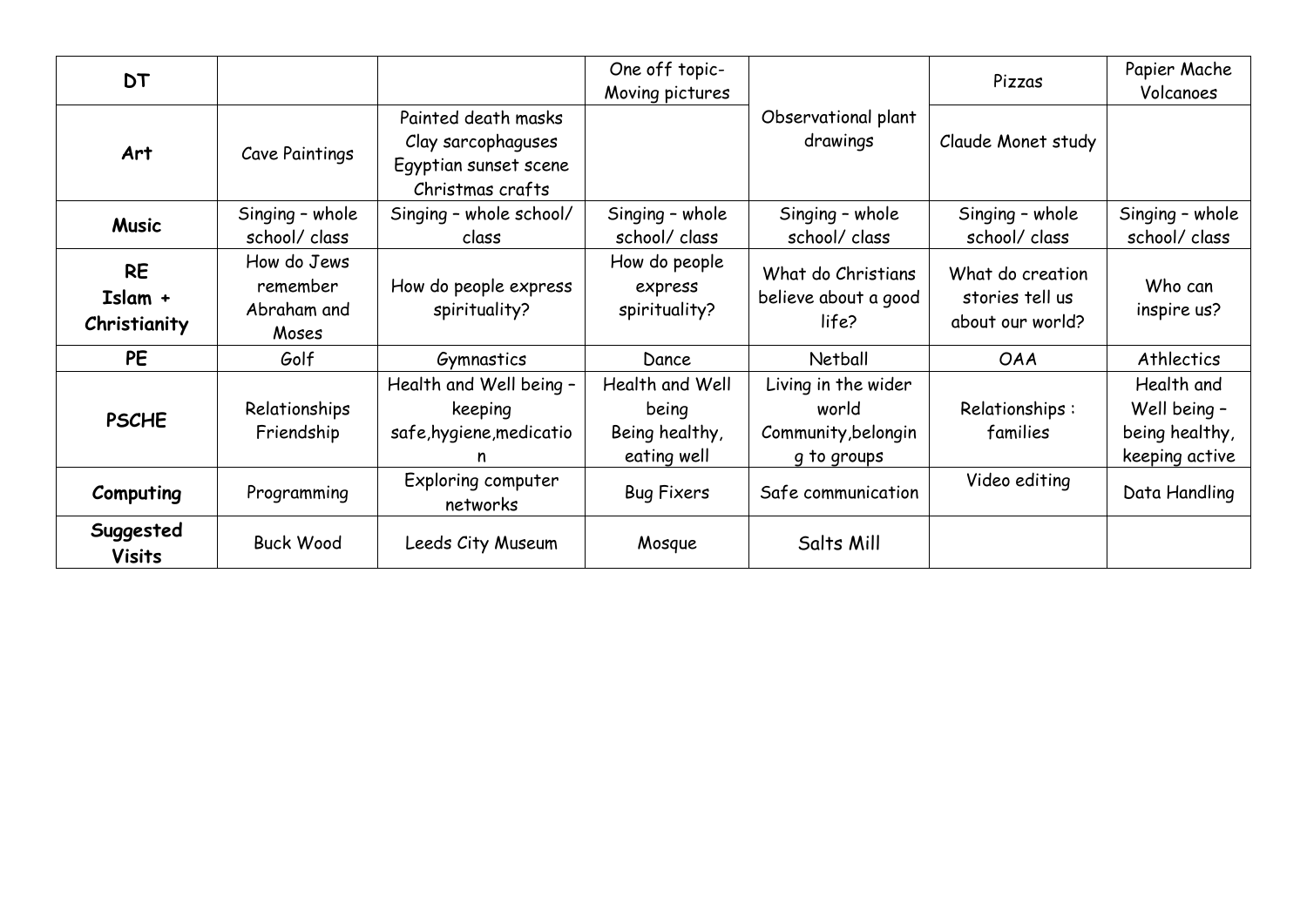| | | | | | | |
|---|---|---|---|---|---|---|
| **DT** | | | One off topic- Moving pictures | | Pizzas | Papier Mache Volcanoes |
| **Art** | Cave Paintings | Painted death masks Clay sarcophaguses Egyptian sunset scene Christmas crafts | | Observational plant drawings | Claude Monet study | |
| **Music** | Singing – whole school/ class | Singing – whole school/ class | Singing – whole school/ class | Singing – whole school/ class | Singing – whole school/ class | Singing – whole school/ class |
| **RE Islam + Christianity** | How do Jews remember Abraham and Moses | How do people express spirituality? | How do people express spirituality? | What do Christians believe about a good life? | What do creation stories tell us about our world? | Who can inspire us? |
| **PE** | Golf | Gymnastics | Dance | Netball | OAA | Athlectics |
| **PSCHE** | Relationships Friendship | Health and Well being – keeping safe,hygiene,medication | Health and Well being Being healthy, eating well | Living in the wider world Community,belonging to groups | Relationships : families | Health and Well being – being healthy, keeping active |
| **Computing** | Programming | Exploring computer networks | Bug Fixers | Safe communication | Video editing | Data Handling |
| **Suggested Visits** | Buck Wood | Leeds City Museum | Mosque | Salts Mill | | |